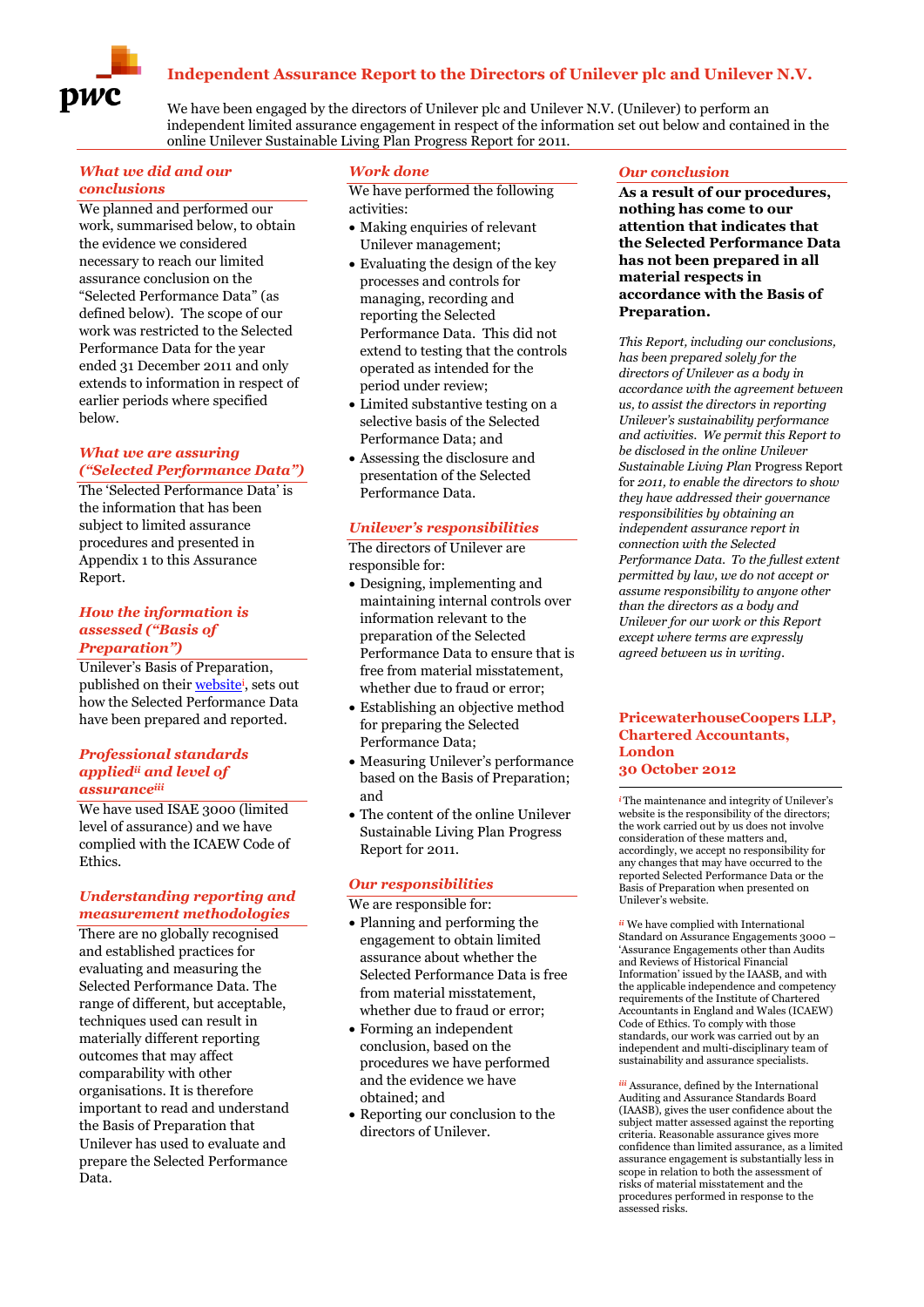# Independent Assurance Report to the Directors of Unilever plc and Unilever N.V.

We have been engaged by the directors of Unilever plc and Unilever N.V. (Unilever) to perform an independent limited assurance engagement in respect of the information set out below and contained in the online Unilever Sustainable Living Plan Progress Report for 2011.

## *What we did and our conclusions*

We planned and performed our work, summarised below, to obtain the evidence we considered necessary to reach our limited assurance conclusion on the "Selected Performance Data" (as defined below). The scope of our work was restricted to the Selected Performance Data for the year ended 31 December 2011 and only extends to information in respect of earlier periods where specified below.

## *What we are assuring ("Selected Performance Data")*

The 'Selected Performance Data' is the information that has been subject to limited assurance procedures and presented in Appendix 1 to this Assurance Report.

## *How the information is assessed ("Basis of Preparation")*

Unilever's Basis of Preparation, published on their website[i], sets out how the Selected Performance Data have been prepared and reported.

## *Professional standards applied[ii] and level of assurance[iii]*

We have used ISAE 3000 (limited level of assurance) and we have complied with the ICAEW Code of Ethics.

## *Understanding reporting and measurement methodologies*

There are no globally recognised and established practices for evaluating and measuring the Selected Performance Data. The range of different, but acceptable, techniques used can result in materially different reporting outcomes that may affect comparability with other organisations. It is therefore important to read and understand the Basis of Preparation Unilever has used to evaluate and prepare the Selected Performance Data.

## *Work done*

We have performed the following activities:

- Making enquiries of relevant Unilever management;
- Evaluating the design of the key processes and controls for managing, recording and reporting the Selected Performance Data. This did not extend to testing that the controls operated as intended for the period under review;
- Limited substantive testing on a selective basis of the Selected Performance Data; and
- Assessing the disclosure and presentation of the Selected Performance Data.

## *Unilever's responsibilities*

The directors of Unilever are responsible for:

- Designing, implementing and maintaining internal controls over information relevant to the preparation of the Selected Performance Data to ensure that is free from material misstatement, whether due to fraud or error;
- Establishing an objective method for preparing the Selected Performance Data;
- Measuring Unilever's performance based on the Basis of Preparation; and
- The content of the online Unilever Sustainable Living Plan Progress Report for 2011.

## *Our responsibilities*

We are responsible for:

- Planning and performing the engagement to obtain limited assurance about whether the Selected Performance Data is free from material misstatement, whether due to fraud or error;
- Forming an independent conclusion, based on the procedures we have performed and the evidence we have obtained; and
- Reporting our conclusion to the directors of Unilever.

## *Our conclusion*

**As a result of our procedures, nothing has come to our attention that indicates that the Selected Performance Data has not been prepared in all material respects in accordance with the Basis of Preparation.**

*This Report, including our conclusions, has been prepared solely for the directors of Unilever as a body in accordance with the agreement between us, to assist the directors in reporting Unilever's sustainability performance and activities. We permit this Report to be disclosed in the online Unilever Sustainable Living Plan* Progress Report *for 2011, to enable the directors to show they have addressed their governance responsibilities by obtaining an independent assurance report in connection with the Selected Performance Data. To the fullest extent permitted by law, we do not accept or assume responsibility to anyone other than the directors as a body and Unilever for our work or this Report except where terms are expressly agreed between us in writing.*

**PricewaterhouseCoopers LLP, Chartered Accountants, London**
**30 October 2012**

[i] The maintenance and integrity of Unilever's website is the responsibility of the directors; the work carried out by us does not involve consideration of these matters and, accordingly, we accept no responsibility for any changes that may have occurred to the reported Selected Performance Data or the Basis of Preparation when presented on Unilever's website.

[ii] We have complied with International Standard on Assurance Engagements 3000 – 'Assurance Engagements other than Audits and Reviews of Historical Financial Information' issued by the IAASB, and with the applicable independence and competency requirements of the Institute of Chartered Accountants in England and Wales (ICAEW) Code of Ethics. To comply with those standards, our work was carried out by an independent and multi-disciplinary team of sustainability and assurance specialists.

[iii] Assurance, defined by the International Auditing and Assurance Standards Board (IAASB), gives the user confidence about the subject matter assessed against the reporting criteria. Reasonable assurance gives more confidence than limited assurance, as a limited assurance engagement is substantially less in scope in relation to both the assessment of risks of material misstatement and the procedures performed in response to the assessed risks.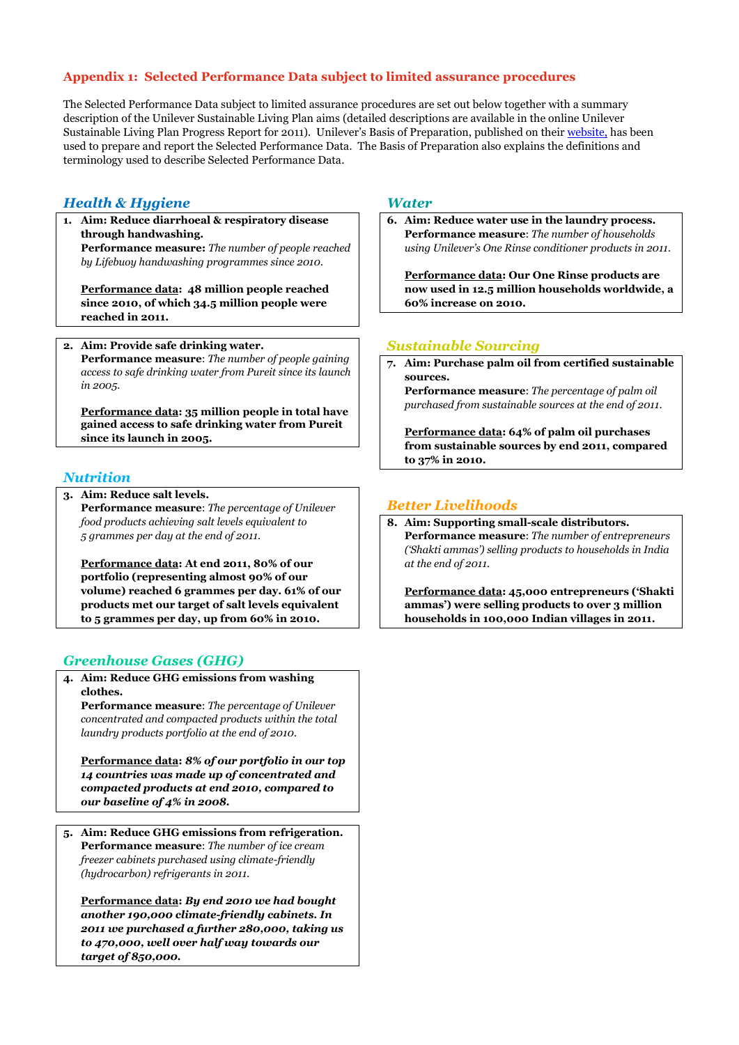## Appendix 1: Selected Performance Data subject to limited assurance procedures

The Selected Performance Data subject to limited assurance procedures are set out below together with a summary description of the Unilever Sustainable Living Plan aims (detailed descriptions are available in the online Unilever Sustainable Living Plan Progress Report for 2011). Unilever's Basis of Preparation, published on their website, has been used to prepare and report the Selected Performance Data. The Basis of Preparation also explains the definitions and terminology used to describe Selected Performance Data.

### *Health & Hygiene*

1. **Aim: Reduce diarrhoeal & respiratory disease through handwashing.**
   **Performance measure:** *The number of people reached by Lifebuoy handwashing programmes since 2010.*

   **Performance data: 48 million people reached since 2010, of which 34.5 million people were reached in 2011.**

2. **Aim: Provide safe drinking water.**
   **Performance measure**: *The number of people gaining access to safe drinking water from Pureit since its launch in 2005.*

   **Performance data: 35 million people in total have gained access to safe drinking water from Pureit since its launch in 2005.**

### *Nutrition*

3. **Aim: Reduce salt levels.**
   **Performance measure**: *The percentage of Unilever food products achieving salt levels equivalent to 5 grammes per day at the end of 2011.*

   **Performance data: At end 2011, 80% of our portfolio (representing almost 90% of our volume) reached 6 grammes per day. 61% of our products met our target of salt levels equivalent to 5 grammes per day, up from 60% in 2010.**

### *Greenhouse Gases (GHG)*

4. **Aim: Reduce GHG emissions from washing clothes.**
   **Performance measure**: *The percentage of Unilever concentrated and compacted products within the total laundry products portfolio at the end of 2010.*

   **Performance data**: ***8% of our portfolio in our top 14 countries was made up of concentrated and compacted products at end 2010, compared to our baseline of 4% in 2008.***

5. **Aim: Reduce GHG emissions from refrigeration.**
   **Performance measure**: *The number of ice cream freezer cabinets purchased using climate-friendly (hydrocarbon) refrigerants in 2011.*

   **Performance data**: ***By end 2010 we had bought another 190,000 climate-friendly cabinets. In 2011 we purchased a further 280,000, taking us to 470,000, well over half way towards our target of 850,000.***

### *Water*

6. **Aim: Reduce water use in the laundry process.**
   **Performance measure**: *The number of households using Unilever's One Rinse conditioner products in 2011.*

   **Performance data: Our One Rinse products are now used in 12.5 million households worldwide, a 60% increase on 2010.**

### *Sustainable Sourcing*

7. **Aim: Purchase palm oil from certified sustainable sources.**
   **Performance measure**: *The percentage of palm oil purchased from sustainable sources at the end of 2011.*

   **Performance data: 64% of palm oil purchases from sustainable sources by end 2011, compared to 37% in 2010.**

### *Better Livelihoods*

8. **Aim: Supporting small-scale distributors.**
   **Performance measure**: *The number of entrepreneurs ('Shakti ammas') selling products to households in India at the end of 2011.*

   **Performance data: 45,000 entrepreneurs ('Shakti ammas') were selling products to over 3 million households in 100,000 Indian villages in 2011.**